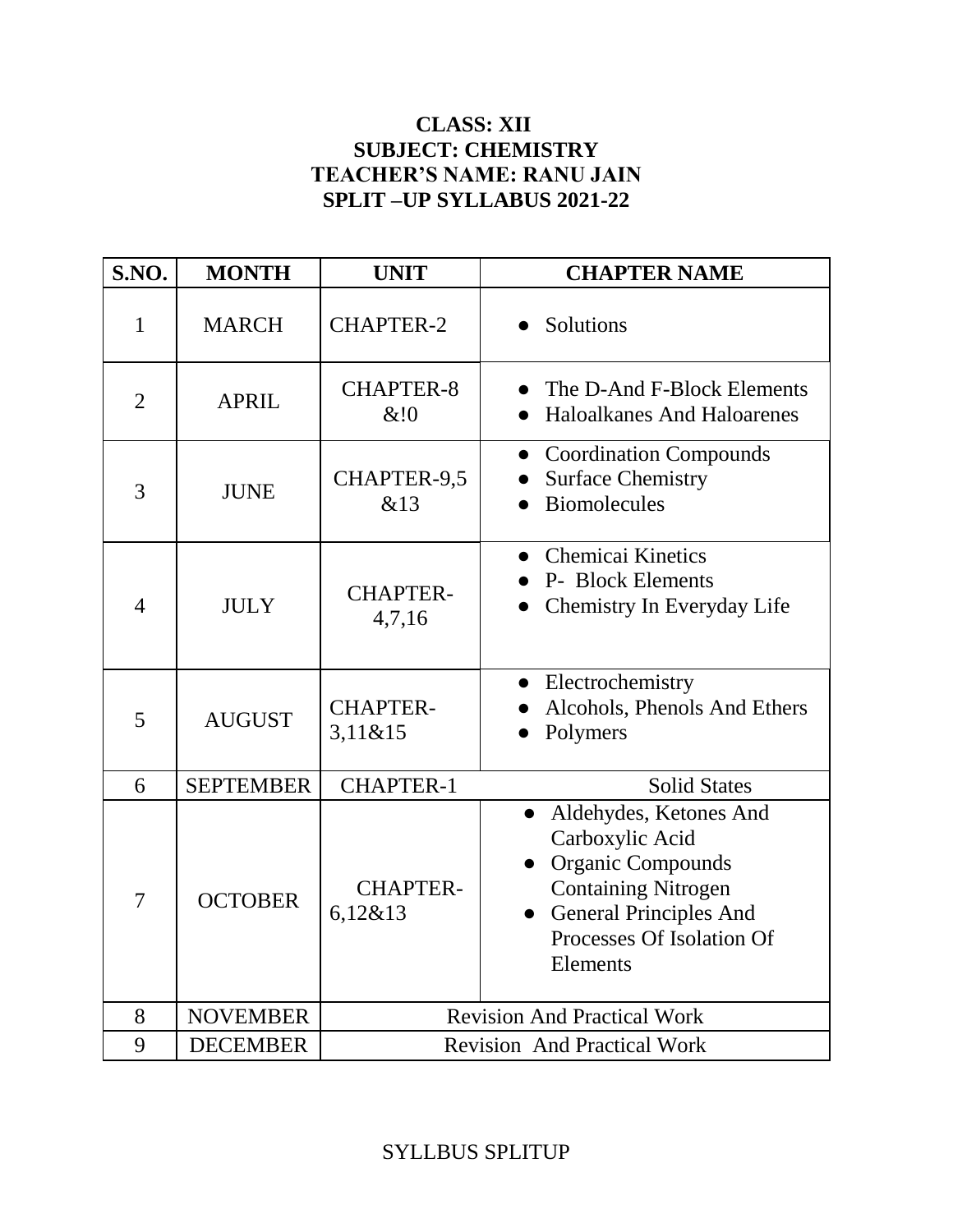**CLASS: XII**
**SUBJECT: CHEMISTRY**
**TEACHER'S NAME: RANU JAIN**
**SPLIT –UP SYLLABUS 2021-22**

| S.NO. | MONTH | UNIT | CHAPTER NAME |
|---|---|---|---|
| 1 | MARCH | CHAPTER-2 | • Solutions |
| 2 | APRIL | CHAPTER-8 &!0 | • The D-And F-Block Elements<br>• Haloalkanes And Haloarenes |
| 3 | JUNE | CHAPTER-9,5 &13 | • Coordination Compounds<br>• Surface Chemistry<br>• Biomolecules |
| 4 | JULY | CHAPTER-4,7,16 | • Chemicai Kinetics<br>• P- Block Elements<br>• Chemistry In Everyday Life |
| 5 | AUGUST | CHAPTER-3,11&15 | • Electrochemistry<br>• Alcohols, Phenols And Ethers<br>• Polymers |
| 6 | SEPTEMBER | CHAPTER-1 | Solid States |
| 7 | OCTOBER | CHAPTER-6,12&13 | • Aldehydes, Ketones And Carboxylic Acid<br>• Organic Compounds Containing Nitrogen<br>• General Principles And Processes Of Isolation Of Elements |
| 8 | NOVEMBER | Revision And Practical Work | |
| 9 | DECEMBER | Revision And Practical Work | |

SYLLBUS SPLITUP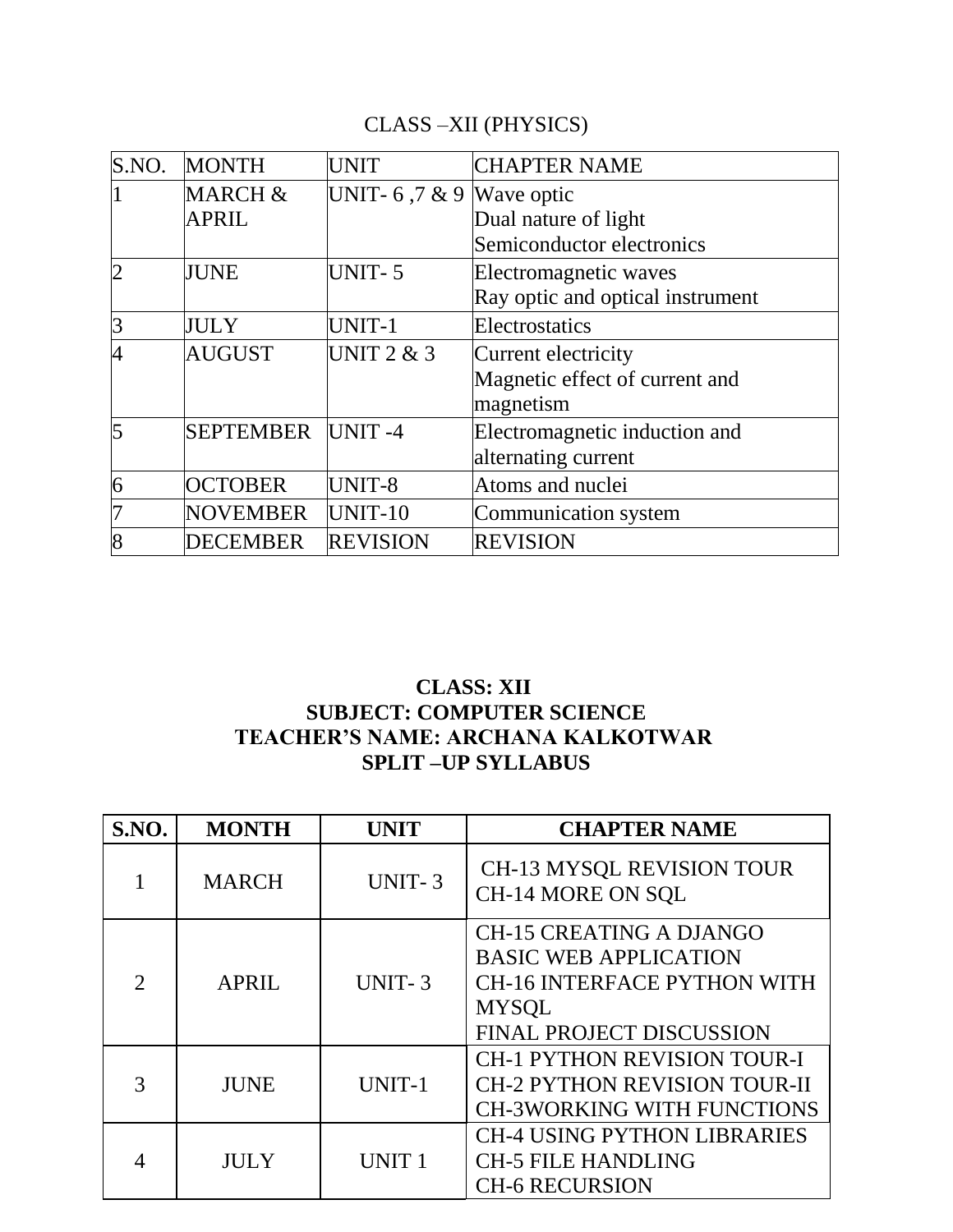CLASS –XII (PHYSICS)

| S.NO. | MONTH | UNIT | CHAPTER NAME |
|---|---|---|---|
| 1 | MARCH & APRIL | UNIT- 6 ,7 & 9 | Wave optic<br>Dual nature of light<br>Semiconductor electronics |
| 2 | JUNE | UNIT- 5 | Electromagnetic waves<br>Ray optic and optical instrument |
| 3 | JULY | UNIT-1 | Electrostatics |
| 4 | AUGUST | UNIT 2 & 3 | Current electricity<br>Magnetic effect of current and magnetism |
| 5 | SEPTEMBER | UNIT -4 | Electromagnetic induction and alternating current |
| 6 | OCTOBER | UNIT-8 | Atoms and nuclei |
| 7 | NOVEMBER | UNIT-10 | Communication system |
| 8 | DECEMBER | REVISION | REVISION |

**CLASS: XII**
**SUBJECT: COMPUTER SCIENCE**
**TEACHER'S NAME: ARCHANA KALKOTWAR**
**SPLIT –UP SYLLABUS**

| S.NO. | MONTH | UNIT | CHAPTER NAME |
|---|---|---|---|
| 1 | MARCH | UNIT- 3 | CH-13 MYSQL REVISION TOUR<br>CH-14 MORE ON SQL |
| 2 | APRIL | UNIT- 3 | CH-15 CREATING A DJANGO BASIC WEB APPLICATION<br>CH-16 INTERFACE PYTHON WITH MYSQL<br>FINAL PROJECT DISCUSSION |
| 3 | JUNE | UNIT-1 | CH-1 PYTHON REVISION TOUR-I<br>CH-2 PYTHON REVISION TOUR-II<br>CH-3WORKING WITH FUNCTIONS |
| 4 | JULY | UNIT 1 | CH-4 USING PYTHON LIBRARIES<br>CH-5 FILE HANDLING<br>CH-6 RECURSION |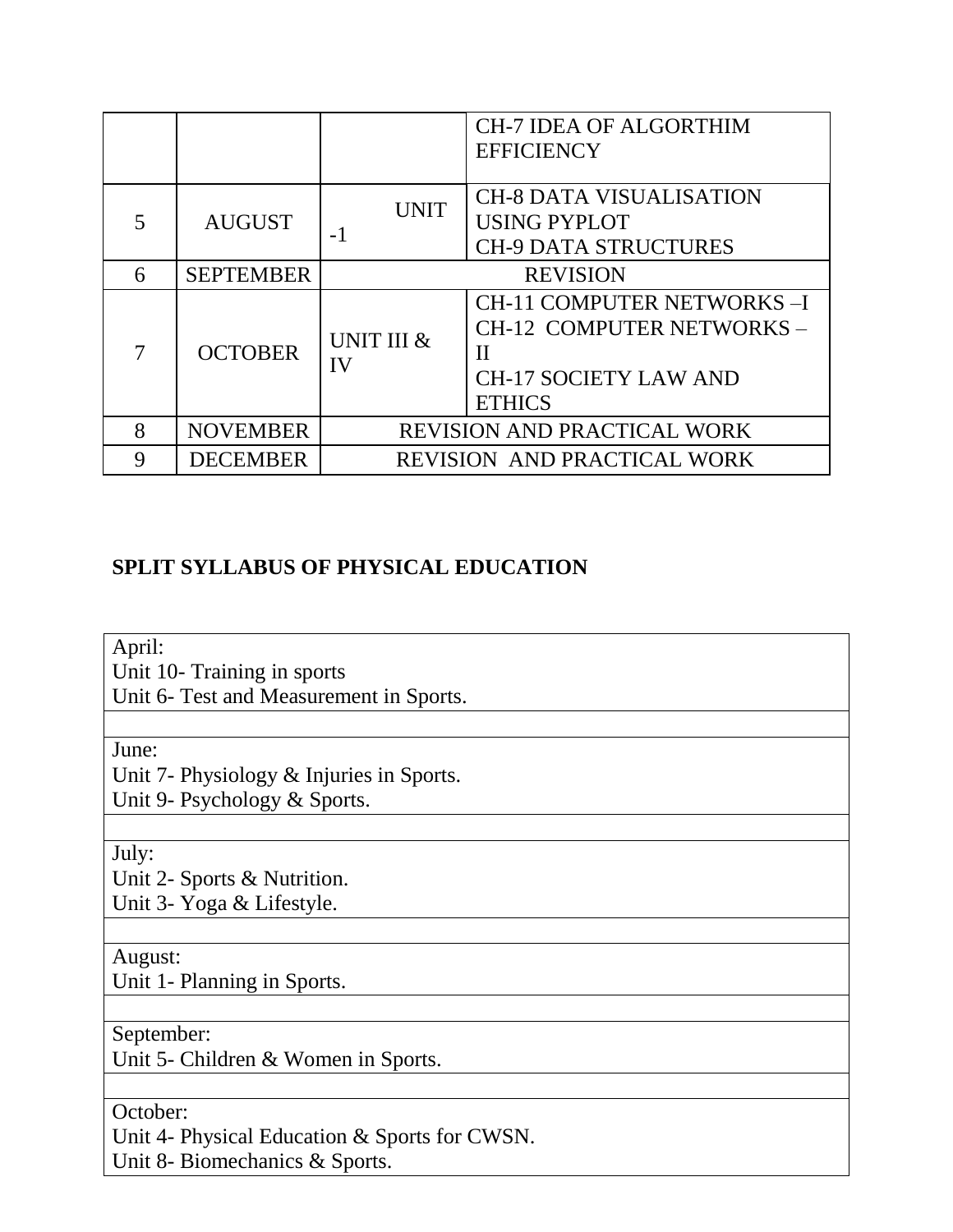| | | | |
|---|---|---|---|
| | | | CH-7 IDEA OF ALGORTHIM EFFICIENCY |
| 5 | AUGUST | UNIT -1 | CH-8 DATA VISUALISATION USING PYPLOT<br>CH-9 DATA STRUCTURES |
| 6 | SEPTEMBER | REVISION | |
| 7 | OCTOBER | UNIT III & IV | CH-11 COMPUTER NETWORKS –I<br>CH-12 COMPUTER NETWORKS – II<br>CH-17 SOCIETY LAW AND ETHICS |
| 8 | NOVEMBER | REVISION AND PRACTICAL WORK | |
| 9 | DECEMBER | REVISION AND PRACTICAL WORK | |

## SPLIT SYLLABUS OF PHYSICAL EDUCATION

| |
|---|
| April:<br>Unit 10- Training in sports<br>Unit 6- Test and Measurement in Sports. |
| |
| June:<br>Unit 7- Physiology & Injuries in Sports.<br>Unit 9- Psychology & Sports. |
| |
| July:<br>Unit 2- Sports & Nutrition.<br>Unit 3- Yoga & Lifestyle. |
| |
| August:<br>Unit 1- Planning in Sports. |
| |
| September:<br>Unit 5- Children & Women in Sports. |
| |
| October:<br>Unit 4- Physical Education & Sports for CWSN.<br>Unit 8- Biomechanics & Sports. |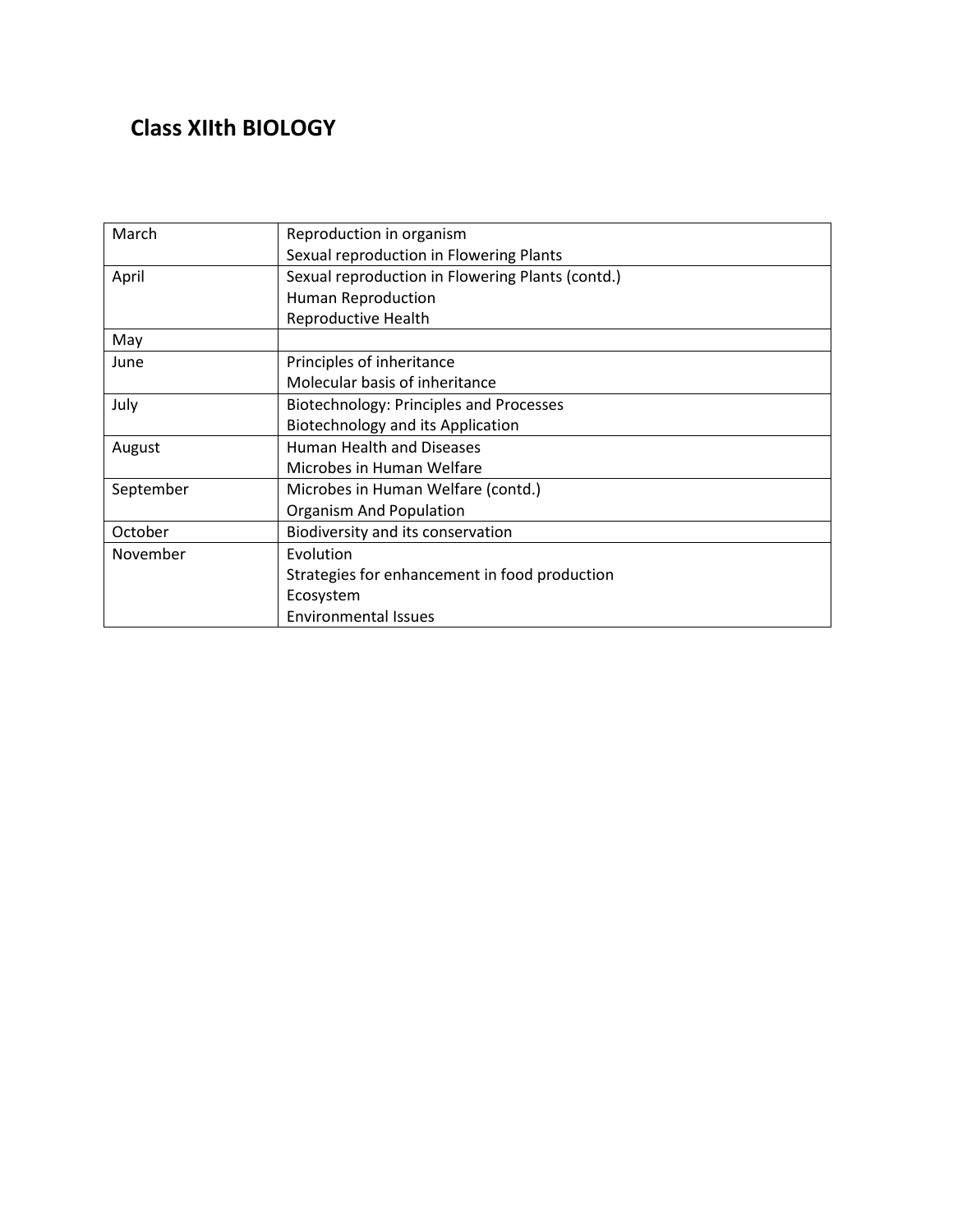## Class XIIth BIOLOGY

| | |
|---|---|
| March | Reproduction in organism<br>Sexual reproduction in Flowering Plants |
| April | Sexual reproduction in Flowering Plants (contd.)<br>Human Reproduction<br>Reproductive Health |
| May | |
| June | Principles of inheritance<br>Molecular basis of inheritance |
| July | Biotechnology: Principles and Processes<br>Biotechnology and its Application |
| August | Human Health and Diseases<br>Microbes in Human Welfare |
| September | Microbes in Human Welfare (contd.)<br>Organism And Population |
| October | Biodiversity and its conservation |
| November | Evolution<br>Strategies for enhancement in food production<br>Ecosystem<br>Environmental Issues |